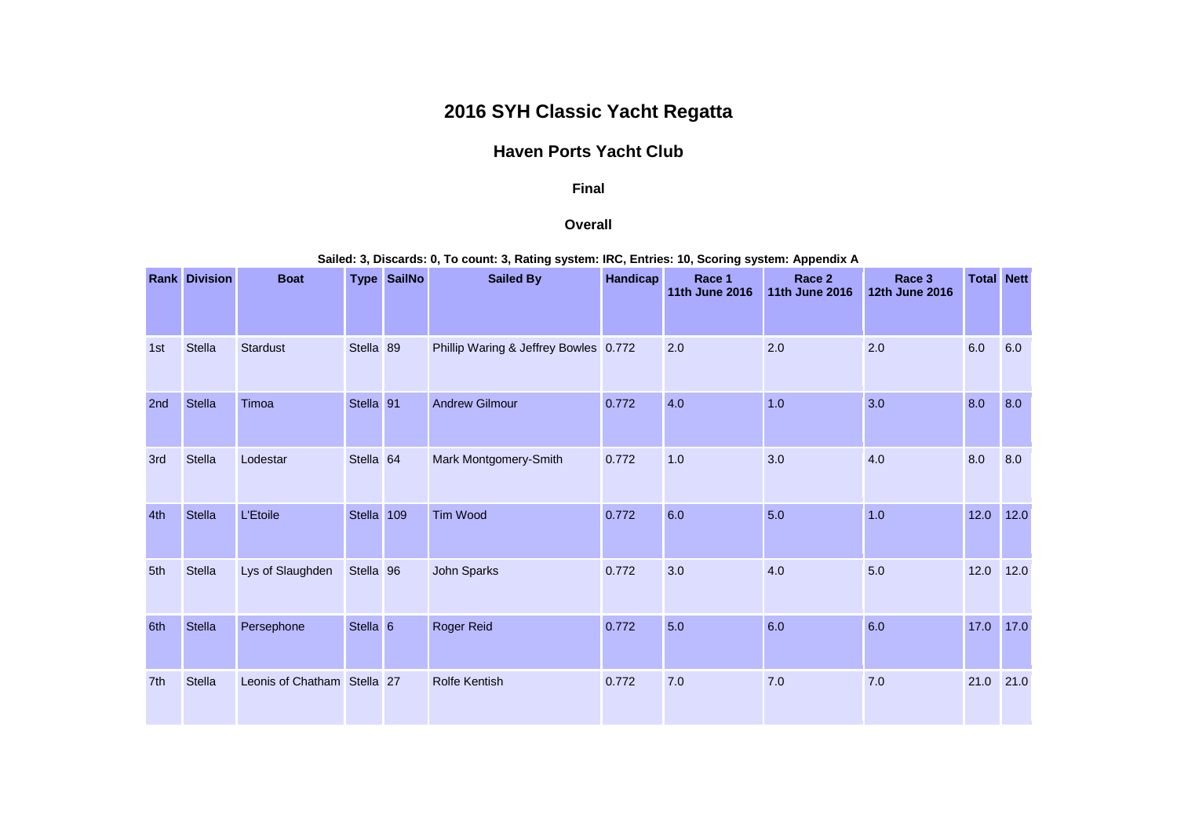# 2016 SYH Classic Yacht Regatta

## Haven Ports Yacht Club

### Final

### Overall

**Sailed: 3, Discards: 0, To count: 3, Rating system: IRC, Entries: 10, Scoring system: Appendix A**

| Rank | Division | Boat | Type | SailNo | Sailed By | Handicap | Race 1 11th June 2016 | Race 2 11th June 2016 | Race 3 12th June 2016 | Total | Nett |
|---|---|---|---|---|---|---|---|---|---|---|---|
| 1st | Stella | Stardust | Stella | 89 | Phillip Waring & Jeffrey Bowles | 0.772 | 2.0 | 2.0 | 2.0 | 6.0 | 6.0 |
| 2nd | Stella | Timoa | Stella | 91 | Andrew Gilmour | 0.772 | 4.0 | 1.0 | 3.0 | 8.0 | 8.0 |
| 3rd | Stella | Lodestar | Stella | 64 | Mark Montgomery-Smith | 0.772 | 1.0 | 3.0 | 4.0 | 8.0 | 8.0 |
| 4th | Stella | L'Etoile | Stella | 109 | Tim Wood | 0.772 | 6.0 | 5.0 | 1.0 | 12.0 | 12.0 |
| 5th | Stella | Lys of Slaughden | Stella | 96 | John Sparks | 0.772 | 3.0 | 4.0 | 5.0 | 12.0 | 12.0 |
| 6th | Stella | Persephone | Stella | 6 | Roger Reid | 0.772 | 5.0 | 6.0 | 6.0 | 17.0 | 17.0 |
| 7th | Stella | Leonis of Chatham | Stella | 27 | Rolfe Kentish | 0.772 | 7.0 | 7.0 | 7.0 | 21.0 | 21.0 |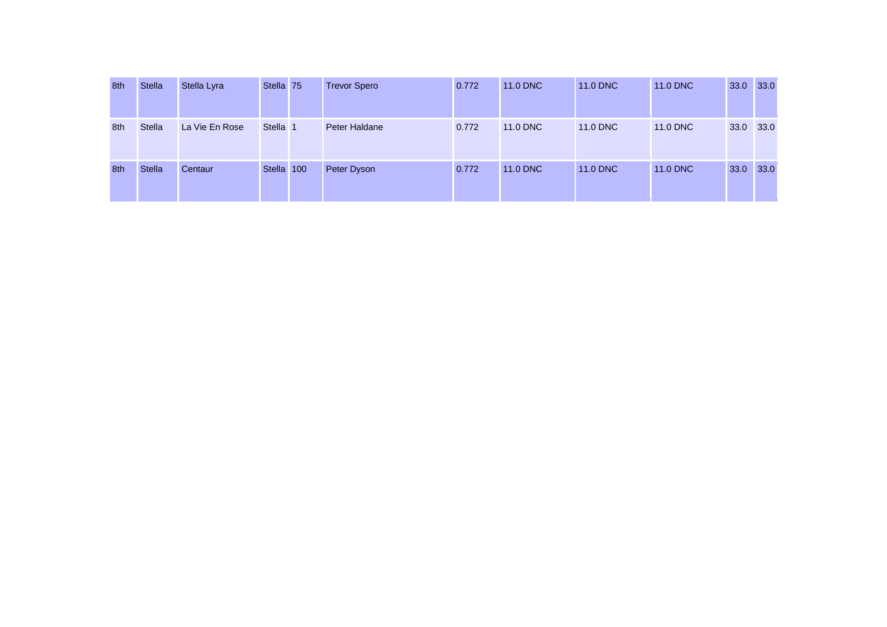| | | | | | | | | | | | |
|---|---|---|---|---|---|---|---|---|---|---|---|
| 8th | Stella | Stella Lyra | Stella | 75 | Trevor Spero | 0.772 | 11.0 DNC | 11.0 DNC | 11.0 DNC | 33.0 | 33.0 |
| 8th | Stella | La Vie En Rose | Stella | 1 | Peter Haldane | 0.772 | 11.0 DNC | 11.0 DNC | 11.0 DNC | 33.0 | 33.0 |
| 8th | Stella | Centaur | Stella | 100 | Peter Dyson | 0.772 | 11.0 DNC | 11.0 DNC | 11.0 DNC | 33.0 | 33.0 |